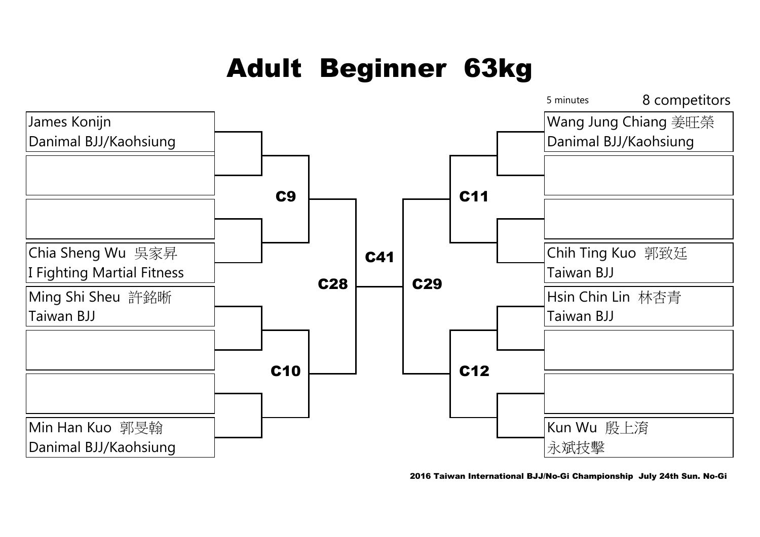# Adult Beginner 63kg

5 minutes

8 competitors

**Left bracket**

| Slot | Competitor | Team |
|---|---|---|
| 1 | James Konijn | Danimal BJJ/Kaohsiung |
| 2 | | |
| 3 | | |
| 4 | Chia Sheng Wu 吳家昇 | I Fighting Martial Fitness |
| 5 | Ming Shi Sheu 許銘晰 | Taiwan BJJ |
| 6 | | |
| 7 | | |
| 8 | Min Han Kuo 郭旻翰 | Danimal BJJ/Kaohsiung |

**Right bracket**

| Slot | Competitor | Team |
|---|---|---|
| 1 | Wang Jung Chiang 姜旺榮 | Danimal BJJ/Kaohsiung |
| 2 | | |
| 3 | | |
| 4 | Chih Ting Kuo 郭致廷 | Taiwan BJJ |
| 5 | Hsin Chin Lin 林杏青 | Taiwan BJJ |
| 6 | | |
| 7 | | |
| 8 | Kun Wu 殷上淯 | 永斌技擊 |

**Matches**

- C9: Left bracket slots 1–4
- C10: Left bracket slots 5–8
- C11: Right bracket slots 1–4
- C12: Right bracket slots 5–8
- C28: Winner C9 vs Winner C10
- C29: Winner C11 vs Winner C12
- C41: Winner C28 vs Winner C29

2016 Taiwan International BJJ/No-Gi Championship July 24th Sun. No-Gi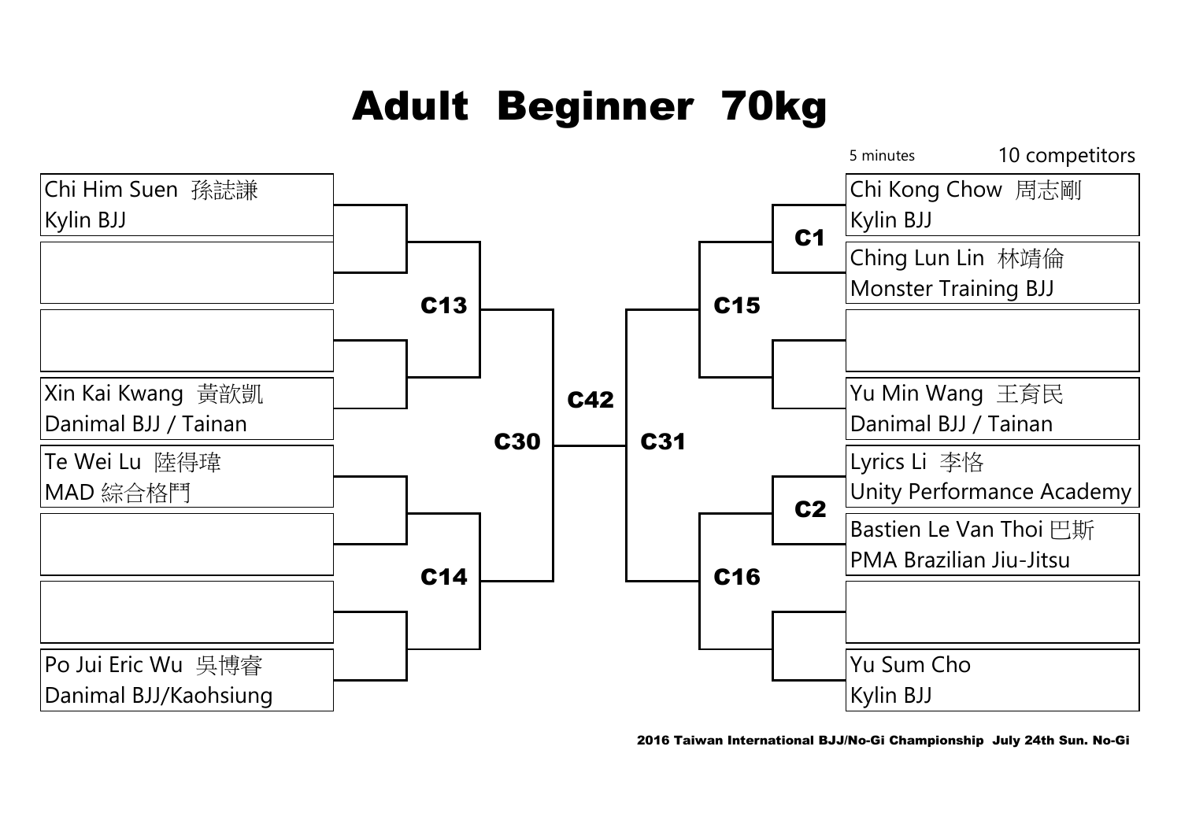# Adult Beginner 70kg

5 minutes

10 competitors

**Left bracket**

| Slot | Competitor | Team | Match |
| --- | --- | --- | --- |
| 1 | Chi Him Suen 孫誌謙 | Kylin BJJ | C13 |
| 2 | | | C13 |
| 3 | | | C13 |
| 4 | Xin Kai Kwang 黃歆凱 | Danimal BJJ / Tainan | C13 |
| 5 | Te Wei Lu 陸得瑋 | MAD 綜合格鬥 | C14 |
| 6 | | | C14 |
| 7 | | | C14 |
| 8 | Po Jui Eric Wu 吳博睿 | Danimal BJJ/Kaohsiung | C14 |

C13 vs C14 → **C30**

**Right bracket**

| Slot | Competitor | Team | Match |
| --- | --- | --- | --- |
| 1 | Chi Kong Chow 周志剛 | Kylin BJJ | C1 |
| 2 | Ching Lun Lin 林靖倫 | Monster Training BJJ | C1 |
| 3 | | | C15 |
| 4 | Yu Min Wang 王育民 | Danimal BJJ / Tainan | C15 |
| 5 | Lyrics Li 李恪 | Unity Performance Academy | C2 |
| 6 | Bastien Le Van Thoi 巴斯 | PMA Brazilian Jiu-Jitsu | C2 |
| 7 | | | C16 |
| 8 | Yu Sum Cho | Kylin BJJ | C16 |

C1 winner → C15; C2 winner → C16

C15 vs C16 → **C31**

**Final:** C30 vs C31 → **C42**

2016 Taiwan International BJJ/No-Gi Championship July 24th Sun. No-Gi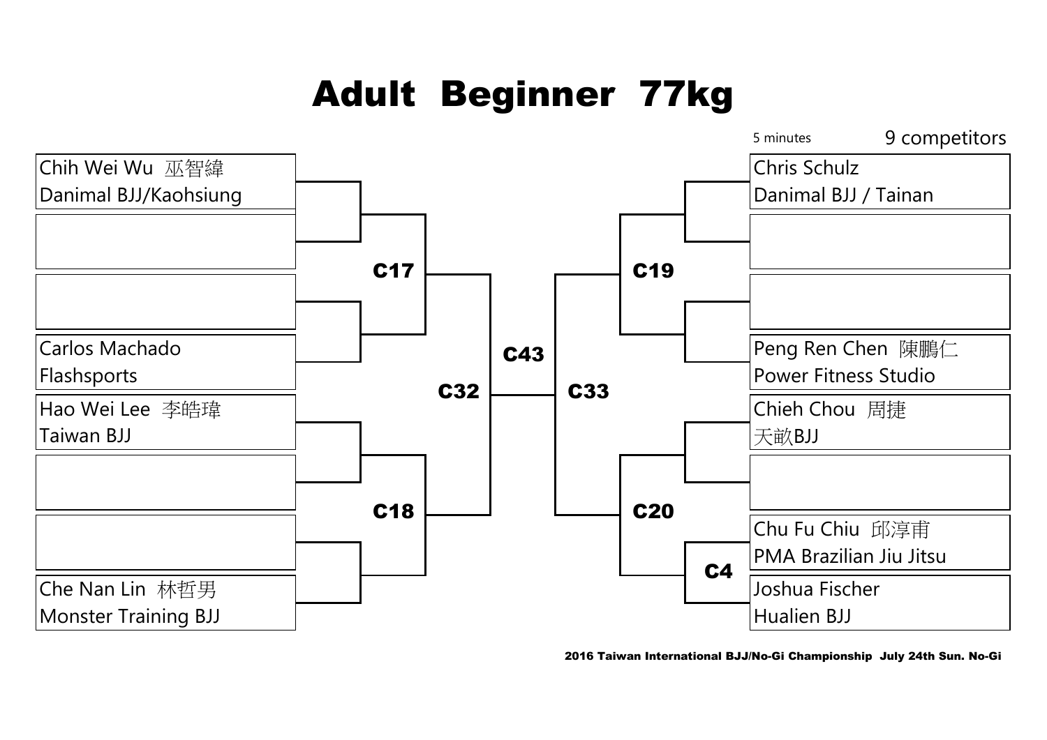# Adult Beginner 77kg

5 minutes

9 competitors

**Left bracket**

| Competitor | Team |
|---|---|
| Chih Wei Wu 巫智緯 | Danimal BJJ/Kaohsiung |
| | |
| | |
| Carlos Machado | Flashsports |
| Hao Wei Lee 李皓瑋 | Taiwan BJJ |
| | |
| | |
| Che Nan Lin 林哲男 | Monster Training BJJ |

**Right bracket**

| Competitor | Team |
|---|---|
| Chris Schulz | Danimal BJJ / Tainan |
| | |
| | |
| Peng Ren Chen 陳鵬仁 | Power Fitness Studio |
| Chieh Chou 周捷 | 天畝BJJ |
| | |
| Chu Fu Chiu 邱淳甫 | PMA Brazilian Jiu Jitsu |
| Joshua Fischer | Hualien BJJ |

C17

C18

C32

C43

C33

C19

C20

C4

2016 Taiwan International BJJ/No-Gi Championship July 24th Sun. No-Gi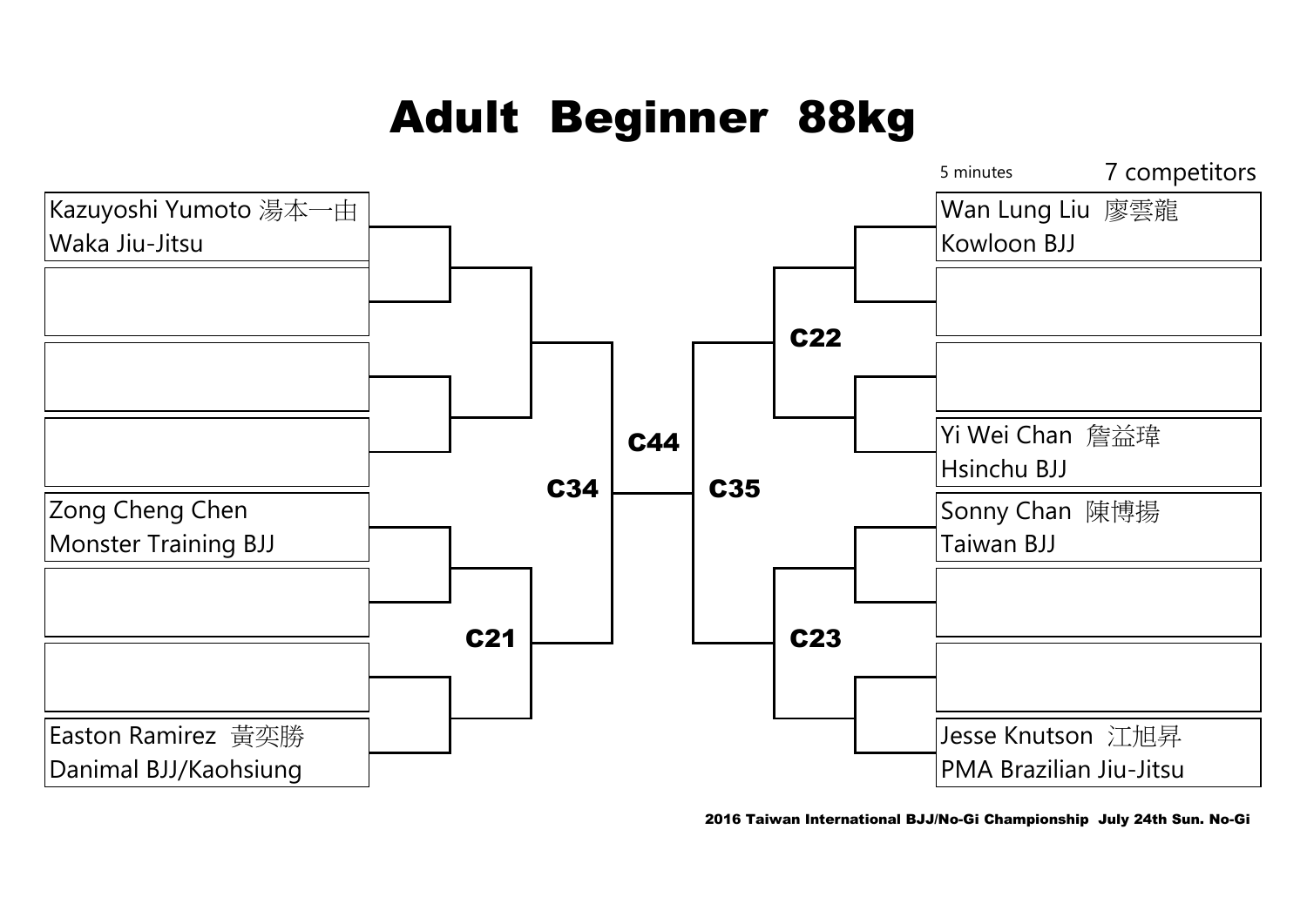# Adult Beginner 88kg

5 minutes

7 competitors

Kazuyoshi Yumoto 湯本一由
Waka Jiu-Jitsu

Zong Cheng Chen
Monster Training BJJ

Easton Ramirez 黃奕勝
Danimal BJJ/Kaohsiung

C21

C34

C44

C35

C22

C23

Wan Lung Liu 廖雲龍
Kowloon BJJ

Yi Wei Chan 詹益瑋
Hsinchu BJJ

Sonny Chan 陳博揚
Taiwan BJJ

Jesse Knutson 江旭昇
PMA Brazilian Jiu-Jitsu

2016 Taiwan International BJJ/No-Gi Championship July 24th Sun. No-Gi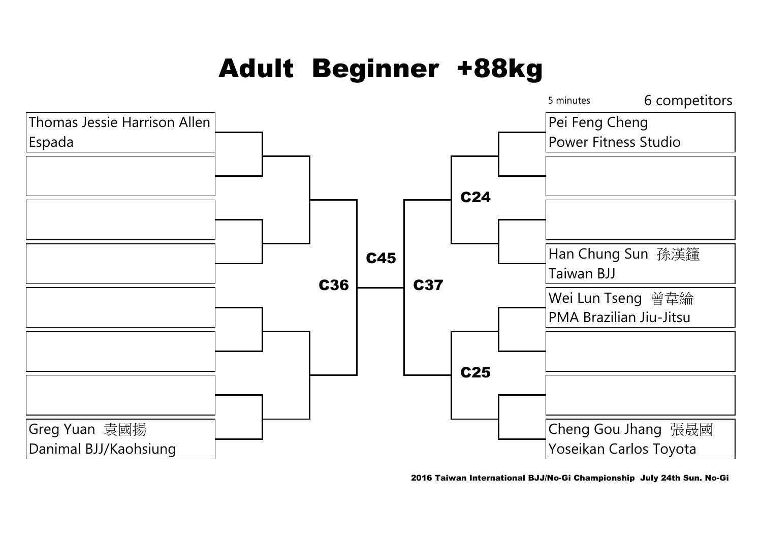# Adult Beginner +88kg

5 minutes

6 competitors

Thomas Jessie Harrison Allen
Espada

Greg Yuan 袁國揚
Danimal BJJ/Kaohsiung

Pei Feng Cheng
Power Fitness Studio

Han Chung Sun 孫漢鐘
Taiwan BJJ

Wei Lun Tseng 曾韋綸
PMA Brazilian Jiu-Jitsu

Cheng Gou Jhang 張晟國
Yoseikan Carlos Toyota

C24

C25

C36

C37

C45

2016 Taiwan International BJJ/No-Gi Championship July 24th Sun. No-Gi